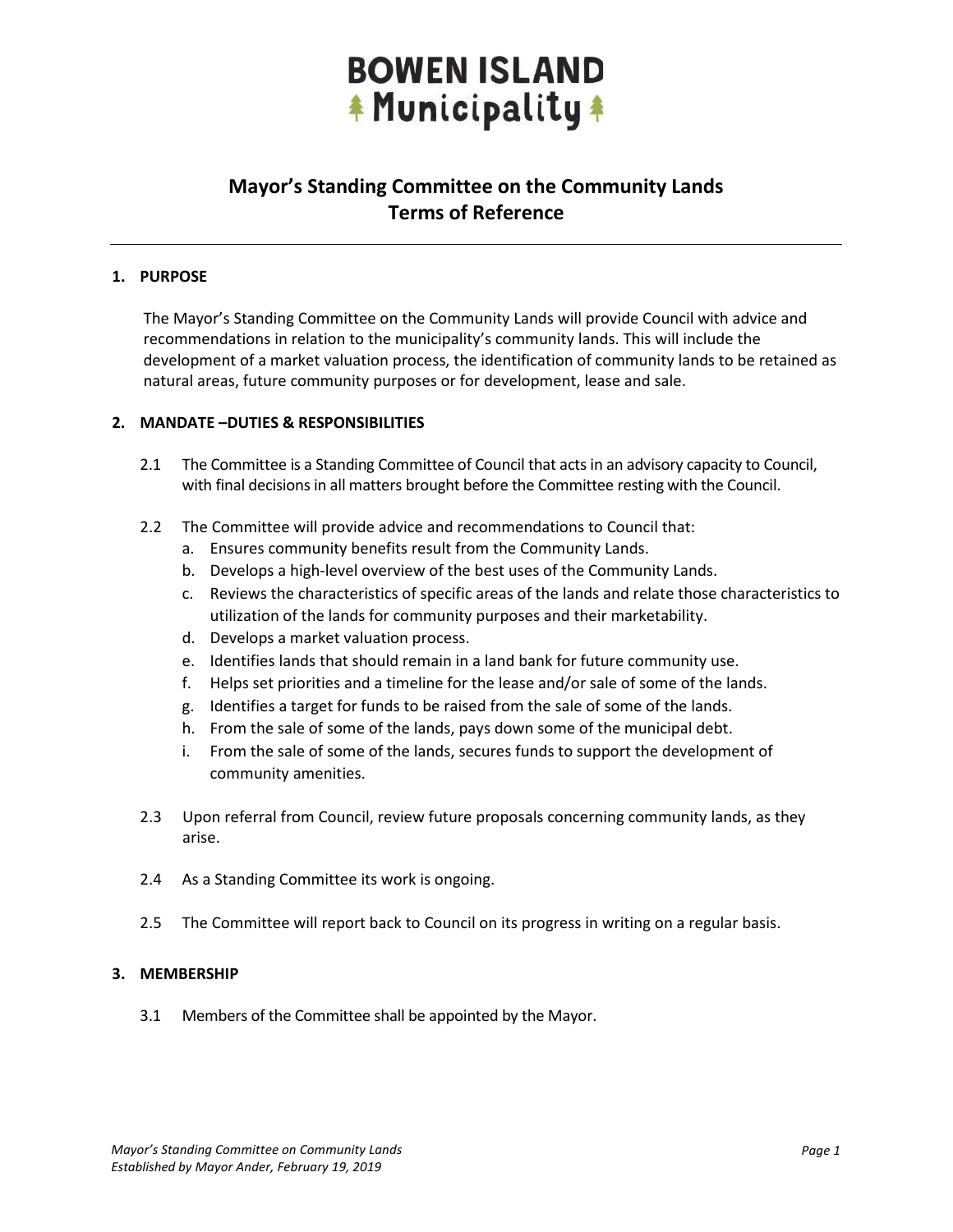# BOWEN ISLAND Municipality

## Mayor's Standing Committee on the Community Lands
## Terms of Reference

---

### 1. PURPOSE

The Mayor's Standing Committee on the Community Lands will provide Council with advice and recommendations in relation to the municipality's community lands. This will include the development of a market valuation process, the identification of community lands to be retained as natural areas, future community purposes or for development, lease and sale.

### 2. MANDATE –DUTIES & RESPONSIBILITIES

2.1 The Committee is a Standing Committee of Council that acts in an advisory capacity to Council, with final decisions in all matters brought before the Committee resting with the Council.

2.2 The Committee will provide advice and recommendations to Council that:

a. Ensures community benefits result from the Community Lands.
b. Develops a high-level overview of the best uses of the Community Lands.
c. Reviews the characteristics of specific areas of the lands and relate those characteristics to utilization of the lands for community purposes and their marketability.
d. Develops a market valuation process.
e. Identifies lands that should remain in a land bank for future community use.
f. Helps set priorities and a timeline for the lease and/or sale of some of the lands.
g. Identifies a target for funds to be raised from the sale of some of the lands.
h. From the sale of some of the lands, pays down some of the municipal debt.
i. From the sale of some of the lands, secures funds to support the development of community amenities.

2.3 Upon referral from Council, review future proposals concerning community lands, as they arise.

2.4 As a Standing Committee its work is ongoing.

2.5 The Committee will report back to Council on its progress in writing on a regular basis.

### 3. MEMBERSHIP

3.1 Members of the Committee shall be appointed by the Mayor.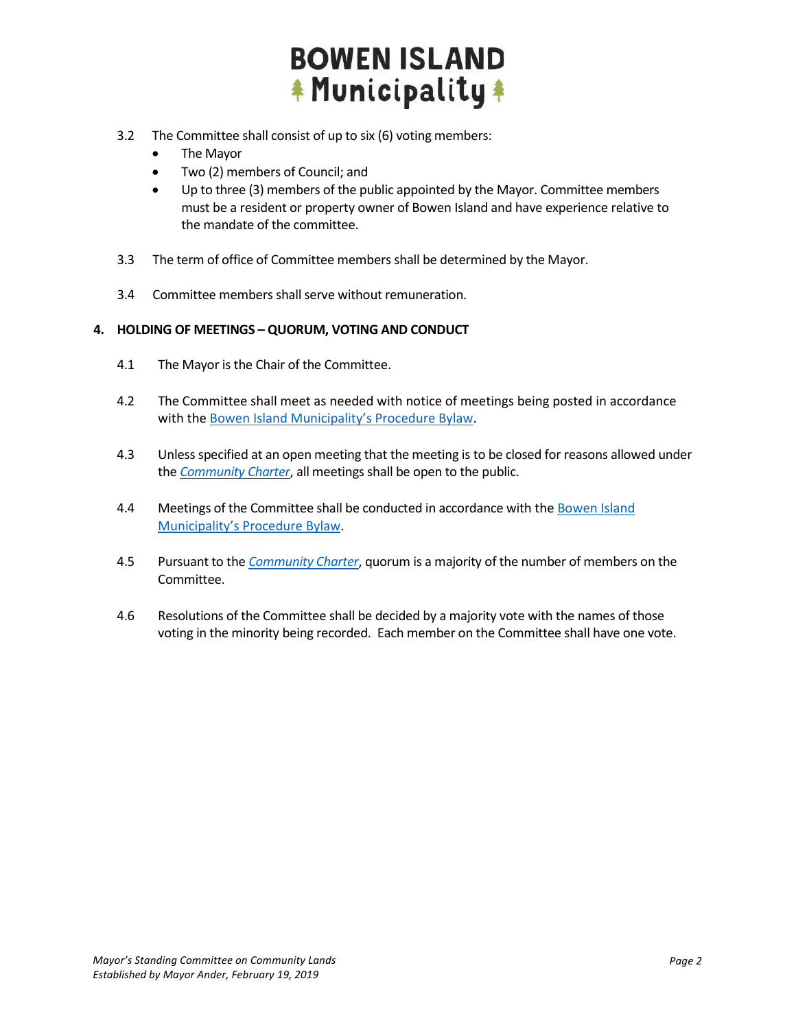3.2 The Committee shall consist of up to six (6) voting members:

- The Mayor
- Two (2) members of Council; and
- Up to three (3) members of the public appointed by the Mayor. Committee members must be a resident or property owner of Bowen Island and have experience relative to the mandate of the committee.

3.3 The term of office of Committee members shall be determined by the Mayor.

3.4 Committee members shall serve without remuneration.

## 4. HOLDING OF MEETINGS – QUORUM, VOTING AND CONDUCT

4.1 The Mayor is the Chair of the Committee.

4.2 The Committee shall meet as needed with notice of meetings being posted in accordance with the Bowen Island Municipality's Procedure Bylaw.

4.3 Unless specified at an open meeting that the meeting is to be closed for reasons allowed under the *Community Charter*, all meetings shall be open to the public.

4.4 Meetings of the Committee shall be conducted in accordance with the Bowen Island Municipality's Procedure Bylaw.

4.5 Pursuant to the *Community Charter*, quorum is a majority of the number of members on the Committee.

4.6 Resolutions of the Committee shall be decided by a majority vote with the names of those voting in the minority being recorded. Each member on the Committee shall have one vote.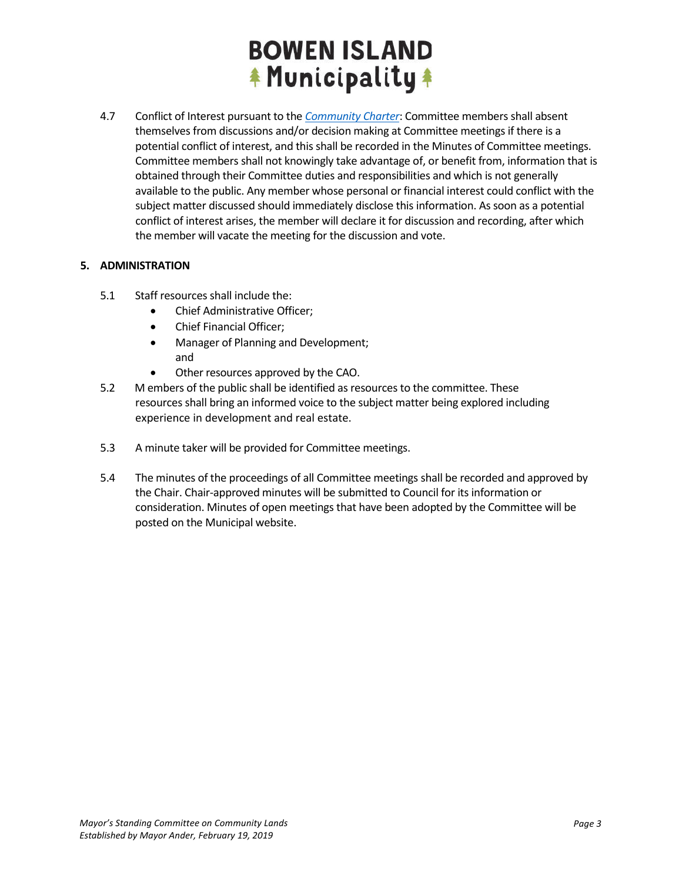4.7 Conflict of Interest pursuant to the *Community Charter*: Committee members shall absent themselves from discussions and/or decision making at Committee meetings if there is a potential conflict of interest, and this shall be recorded in the Minutes of Committee meetings. Committee members shall not knowingly take advantage of, or benefit from, information that is obtained through their Committee duties and responsibilities and which is not generally available to the public. Any member whose personal or financial interest could conflict with the subject matter discussed should immediately disclose this information. As soon as a potential conflict of interest arises, the member will declare it for discussion and recording, after which the member will vacate the meeting for the discussion and vote.

## 5. ADMINISTRATION

5.1 Staff resources shall include the:

- Chief Administrative Officer;
- Chief Financial Officer;
- Manager of Planning and Development; and
- Other resources approved by the CAO.

5.2 M embers of the public shall be identified as resources to the committee. These resources shall bring an informed voice to the subject matter being explored including experience in development and real estate.

5.3 A minute taker will be provided for Committee meetings.

5.4 The minutes of the proceedings of all Committee meetings shall be recorded and approved by the Chair. Chair-approved minutes will be submitted to Council for its information or consideration. Minutes of open meetings that have been adopted by the Committee will be posted on the Municipal website.